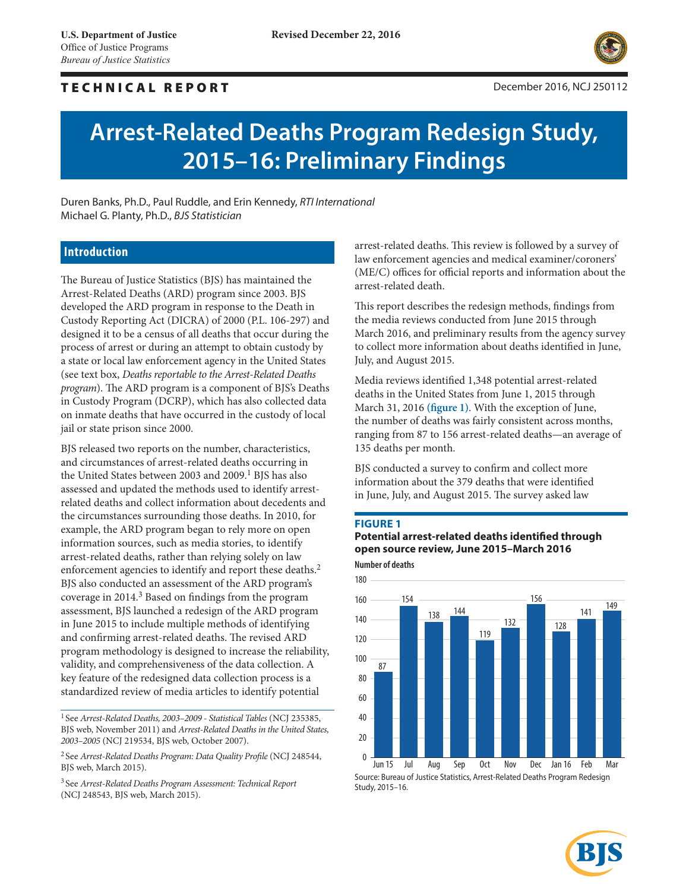U.S. Department of Justice
Office of Justice Programs
*Bureau of Justice Statistics*

Revised December 22, 2016

**TECHNICAL REPORT**

December 2016, NCJ 250112

# Arrest-Related Deaths Program Redesign Study, 2015–16: Preliminary Findings

Duren Banks, Ph.D., Paul Ruddle, and Erin Kennedy, *RTI International*
Michael G. Planty, Ph.D., *BJS Statistician*

## Introduction

The Bureau of Justice Statistics (BJS) has maintained the Arrest-Related Deaths (ARD) program since 2003. BJS developed the ARD program in response to the Death in Custody Reporting Act (DICRA) of 2000 (P.L. 106-297) and designed it to be a census of all deaths that occur during the process of arrest or during an attempt to obtain custody by a state or local law enforcement agency in the United States (see text box, *Deaths reportable to the Arrest-Related Deaths program*). The ARD program is a component of BJS's Deaths in Custody Program (DCRP), which has also collected data on inmate deaths that have occurred in the custody of local jail or state prison since 2000.

BJS released two reports on the number, characteristics, and circumstances of arrest-related deaths occurring in the United States between 2003 and 2009.[1] BJS has also assessed and updated the methods used to identify arrest-related deaths and collect information about decedents and the circumstances surrounding those deaths. In 2010, for example, the ARD program began to rely more on open information sources, such as media stories, to identify arrest-related deaths, rather than relying solely on law enforcement agencies to identify and report these deaths.[2] BJS also conducted an assessment of the ARD program's coverage in 2014.[3] Based on findings from the program assessment, BJS launched a redesign of the ARD program in June 2015 to include multiple methods of identifying and confirming arrest-related deaths. The revised ARD program methodology is designed to increase the reliability, validity, and comprehensiveness of the data collection. A key feature of the redesigned data collection process is a standardized review of media articles to identify potential arrest-related deaths. This review is followed by a survey of law enforcement agencies and medical examiner/coroners' (ME/C) offices for official reports and information about the arrest-related death.

This report describes the redesign methods, findings from the media reviews conducted from June 2015 through March 2016, and preliminary results from the agency survey to collect more information about deaths identified in June, July, and August 2015.

Media reviews identified 1,348 potential arrest-related deaths in the United States from June 1, 2015 through March 31, 2016 **(figure 1)**. With the exception of June, the number of deaths was fairly consistent across months, ranging from 87 to 156 arrest-related deaths—an average of 135 deaths per month.

BJS conducted a survey to confirm and collect more information about the 379 deaths that were identified in June, July, and August 2015. The survey asked law

**FIGURE 1**
**Potential arrest-related deaths identified through open source review, June 2015–March 2016**

Number of deaths

| Month | Number of deaths |
|---|---|
| Jun 15 | 87 |
| Jul | 154 |
| Aug | 138 |
| Sep | 144 |
| Oct | 119 |
| Nov | 132 |
| Dec | 156 |
| Jan 16 | 128 |
| Feb | 141 |
| Mar | 149 |

Source: Bureau of Justice Statistics, Arrest-Related Deaths Program Redesign Study, 2015–16.

[1] See *Arrest-Related Deaths, 2003–2009 - Statistical Tables* (NCJ 235385, BJS web, November 2011) and *Arrest-Related Deaths in the United States, 2003–2005* (NCJ 219534, BJS web, October 2007).

[2] See *Arrest-Related Deaths Program: Data Quality Profile* (NCJ 248544, BJS web, March 2015).

[3] See *Arrest-Related Deaths Program Assessment: Technical Report* (NCJ 248543, BJS web, March 2015).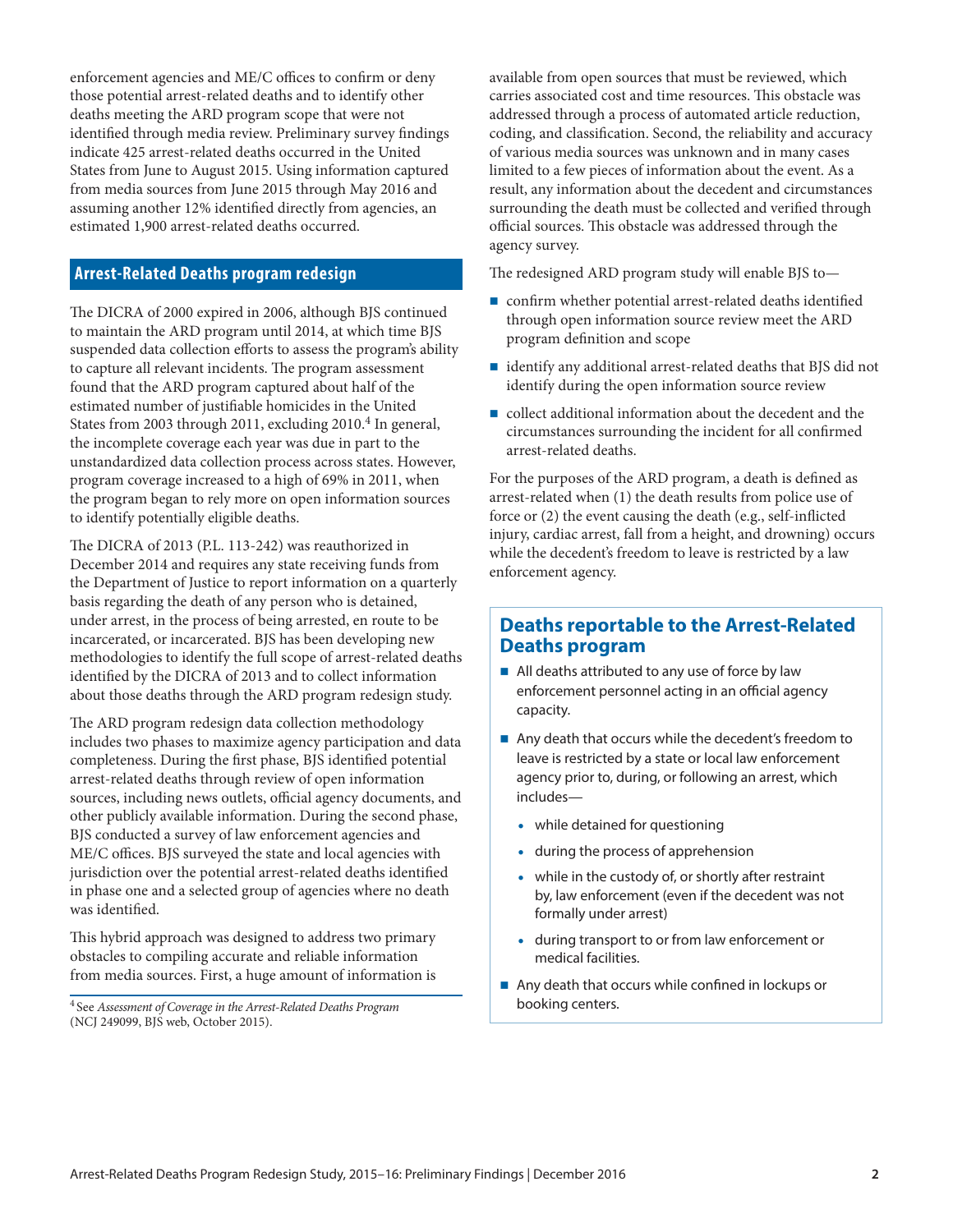enforcement agencies and ME/C offices to confirm or deny those potential arrest-related deaths and to identify other deaths meeting the ARD program scope that were not identified through media review. Preliminary survey findings indicate 425 arrest-related deaths occurred in the United States from June to August 2015. Using information captured from media sources from June 2015 through May 2016 and assuming another 12% identified directly from agencies, an estimated 1,900 arrest-related deaths occurred.

## Arrest-Related Deaths program redesign

The DICRA of 2000 expired in 2006, although BJS continued to maintain the ARD program until 2014, at which time BJS suspended data collection efforts to assess the program's ability to capture all relevant incidents. The program assessment found that the ARD program captured about half of the estimated number of justifiable homicides in the United States from 2003 through 2011, excluding 2010.[4] In general, the incomplete coverage each year was due in part to the unstandardized data collection process across states. However, program coverage increased to a high of 69% in 2011, when the program began to rely more on open information sources to identify potentially eligible deaths.

The DICRA of 2013 (P.L. 113-242) was reauthorized in December 2014 and requires any state receiving funds from the Department of Justice to report information on a quarterly basis regarding the death of any person who is detained, under arrest, in the process of being arrested, en route to be incarcerated, or incarcerated. BJS has been developing new methodologies to identify the full scope of arrest-related deaths identified by the DICRA of 2013 and to collect information about those deaths through the ARD program redesign study.

The ARD program redesign data collection methodology includes two phases to maximize agency participation and data completeness. During the first phase, BJS identified potential arrest-related deaths through review of open information sources, including news outlets, official agency documents, and other publicly available information. During the second phase, BJS conducted a survey of law enforcement agencies and ME/C offices. BJS surveyed the state and local agencies with jurisdiction over the potential arrest-related deaths identified in phase one and a selected group of agencies where no death was identified.

This hybrid approach was designed to address two primary obstacles to compiling accurate and reliable information from media sources. First, a huge amount of information is available from open sources that must be reviewed, which carries associated cost and time resources. This obstacle was addressed through a process of automated article reduction, coding, and classification. Second, the reliability and accuracy of various media sources was unknown and in many cases limited to a few pieces of information about the event. As a result, any information about the decedent and circumstances surrounding the death must be collected and verified through official sources. This obstacle was addressed through the agency survey.

The redesigned ARD program study will enable BJS to—

- confirm whether potential arrest-related deaths identified through open information source review meet the ARD program definition and scope
- identify any additional arrest-related deaths that BJS did not identify during the open information source review
- collect additional information about the decedent and the circumstances surrounding the incident for all confirmed arrest-related deaths.

For the purposes of the ARD program, a death is defined as arrest-related when (1) the death results from police use of force or (2) the event causing the death (e.g., self-inflicted injury, cardiac arrest, fall from a height, and drowning) occurs while the decedent's freedom to leave is restricted by a law enforcement agency.

### Deaths reportable to the Arrest-Related Deaths program

- All deaths attributed to any use of force by law enforcement personnel acting in an official agency capacity.
- Any death that occurs while the decedent's freedom to leave is restricted by a state or local law enforcement agency prior to, during, or following an arrest, which includes—
  - while detained for questioning
  - during the process of apprehension
  - while in the custody of, or shortly after restraint by, law enforcement (even if the decedent was not formally under arrest)
  - during transport to or from law enforcement or medical facilities.
- Any death that occurs while confined in lockups or booking centers.

[4] See *Assessment of Coverage in the Arrest-Related Deaths Program* (NCJ 249099, BJS web, October 2015).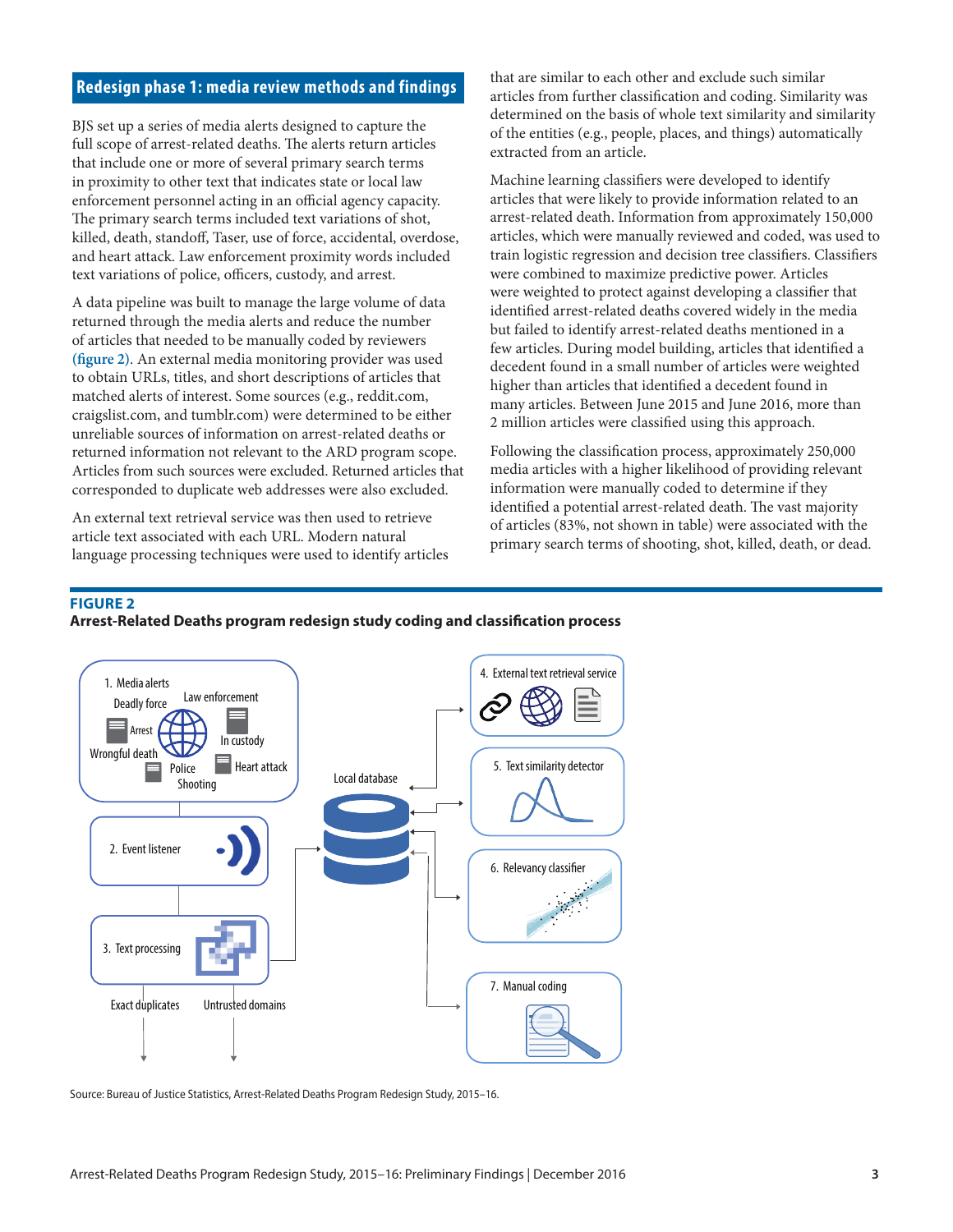## Redesign phase 1: media review methods and findings

BJS set up a series of media alerts designed to capture the full scope of arrest-related deaths. The alerts return articles that include one or more of several primary search terms in proximity to other text that indicates state or local law enforcement personnel acting in an official agency capacity. The primary search terms included text variations of shot, killed, death, standoff, Taser, use of force, accidental, overdose, and heart attack. Law enforcement proximity words included text variations of police, officers, custody, and arrest.

A data pipeline was built to manage the large volume of data returned through the media alerts and reduce the number of articles that needed to be manually coded by reviewers (**figure 2**). An external media monitoring provider was used to obtain URLs, titles, and short descriptions of articles that matched alerts of interest. Some sources (e.g., reddit.com, craigslist.com, and tumblr.com) were determined to be either unreliable sources of information on arrest-related deaths or returned information not relevant to the ARD program scope. Articles from such sources were excluded. Returned articles that corresponded to duplicate web addresses were also excluded.

An external text retrieval service was then used to retrieve article text associated with each URL. Modern natural language processing techniques were used to identify articles that are similar to each other and exclude such similar articles from further classification and coding. Similarity was determined on the basis of whole text similarity and similarity of the entities (e.g., people, places, and things) automatically extracted from an article.

Machine learning classifiers were developed to identify articles that were likely to provide information related to an arrest-related death. Information from approximately 150,000 articles, which were manually reviewed and coded, was used to train logistic regression and decision tree classifiers. Classifiers were combined to maximize predictive power. Articles were weighted to protect against developing a classifier that identified arrest-related deaths covered widely in the media but failed to identify arrest-related deaths mentioned in a few articles. During model building, articles that identified a decedent found in a small number of articles were weighted higher than articles that identified a decedent found in many articles. Between June 2015 and June 2016, more than 2 million articles were classified using this approach.

Following the classification process, approximately 250,000 media articles with a higher likelihood of providing relevant information were manually coded to determine if they identified a potential arrest-related death. The vast majority of articles (83%, not shown in table) were associated with the primary search terms of shooting, shot, killed, death, or dead.

**FIGURE 2**
**Arrest-Related Deaths program redesign study coding and classification process**

1. Media alerts — Deadly force, Law enforcement, Arrest, In custody, Wrongful death, Police, Heart attack, Shooting
2. Event listener
3. Text processing — Exact duplicates, Untrusted domains
4. External text retrieval service
5. Text similarity detector
6. Relevancy classifier
7. Manual coding

Local database

Source: Bureau of Justice Statistics, Arrest-Related Deaths Program Redesign Study, 2015–16.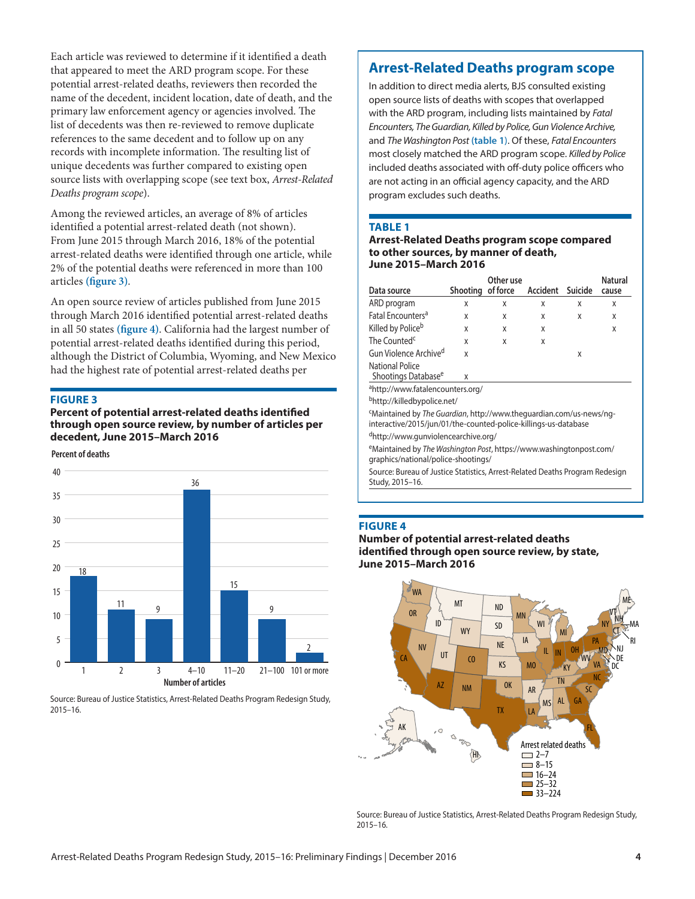Each article was reviewed to determine if it identified a death that appeared to meet the ARD program scope. For these potential arrest-related deaths, reviewers then recorded the name of the decedent, incident location, date of death, and the primary law enforcement agency or agencies involved. The list of decedents was then re-reviewed to remove duplicate references to the same decedent and to follow up on any records with incomplete information. The resulting list of unique decedents was further compared to existing open source lists with overlapping scope (see text box, *Arrest-Related Deaths program scope*).

Among the reviewed articles, an average of 8% of articles identified a potential arrest-related death (not shown). From June 2015 through March 2016, 18% of the potential arrest-related deaths were identified through one article, while 2% of the potential deaths were referenced in more than 100 articles **(figure 3)**.

An open source review of articles published from June 2015 through March 2016 identified potential arrest-related deaths in all 50 states **(figure 4)**. California had the largest number of potential arrest-related deaths identified during this period, although the District of Columbia, Wyoming, and New Mexico had the highest rate of potential arrest-related deaths per

### FIGURE 3

**Percent of potential arrest-related deaths identified through open source review, by number of articles per decedent, June 2015–March 2016**

| Number of articles | Percent of deaths |
|---|---|
| 1 | 18 |
| 2 | 11 |
| 3 | 9 |
| 4–10 | 36 |
| 11–20 | 15 |
| 21–100 | 9 |
| 101 or more | 2 |

Source: Bureau of Justice Statistics, Arrest-Related Deaths Program Redesign Study, 2015–16.

## Arrest-Related Deaths program scope

In addition to direct media alerts, BJS consulted existing open source lists of deaths with scopes that overlapped with the ARD program, including lists maintained by *Fatal Encounters, The Guardian, Killed by Police, Gun Violence Archive,* and *The Washington Post* **(table 1)**. Of these, *Fatal Encounters* most closely matched the ARD program scope. *Killed by Police* included deaths associated with off-duty police officers who are not acting in an official agency capacity, and the ARD program excludes such deaths.

### TABLE 1

**Arrest-Related Deaths program scope compared to other sources, by manner of death, June 2015–March 2016**

| Data source | Shooting | Other use of force | Accident | Suicide | Natural cause |
|---|---|---|---|---|---|
| ARD program | x | x | x | x | x |
| Fatal Encounters[a] | x | x | x | x | x |
| Killed by Police[b] | x | x | x | | x |
| The Counted[c] | x | x | x | | |
| Gun Violence Archive[d] | x | | | x | |
| National Police Shootings Database[e] | x | | | | |

[a]http://www.fatalencounters.org/

[b]http://killedbypolice.net/

[c]Maintained by *The Guardian*, http://www.theguardian.com/us-news/ng-interactive/2015/jun/01/the-counted-police-killings-us-database

[d]http://www.gunviolencearchive.org/

[e]Maintained by *The Washington Post*, https://www.washingtonpost.com/graphics/national/police-shootings/

Source: Bureau of Justice Statistics, Arrest-Related Deaths Program Redesign Study, 2015–16.

### FIGURE 4

**Number of potential arrest-related deaths identified through open source review, by state, June 2015–March 2016**

Arrest related deaths: 2–7; 8–15; 16–24; 25–32; 33–224

Source: Bureau of Justice Statistics, Arrest-Related Deaths Program Redesign Study, 2015–16.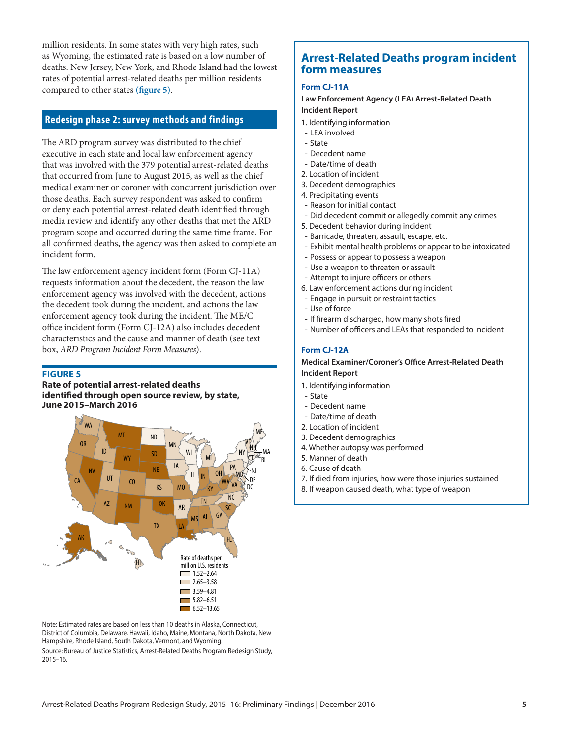million residents. In some states with very high rates, such as Wyoming, the estimated rate is based on a low number of deaths. New Jersey, New York, and Rhode Island had the lowest rates of potential arrest-related deaths per million residents compared to other states (figure 5).

## Redesign phase 2: survey methods and findings

The ARD program survey was distributed to the chief executive in each state and local law enforcement agency that was involved with the 379 potential arrest-related deaths that occurred from June to August 2015, as well as the chief medical examiner or coroner with concurrent jurisdiction over those deaths. Each survey respondent was asked to confirm or deny each potential arrest-related death identified through media review and identify any other deaths that met the ARD program scope and occurred during the same time frame. For all confirmed deaths, the agency was then asked to complete an incident form.

The law enforcement agency incident form (Form CJ-11A) requests information about the decedent, the reason the law enforcement agency was involved with the decedent, actions the decedent took during the incident, and actions the law enforcement agency took during the incident. The ME/C office incident form (Form CJ-12A) also includes decedent characteristics and the cause and manner of death (see text box, *ARD Program Incident Form Measures*).

**FIGURE 5**
**Rate of potential arrest-related deaths identified through open source review, by state, June 2015–March 2016**

Rate of deaths per million U.S. residents
- 1.52–2.64
- 2.65–3.58
- 3.59–4.81
- 5.82–6.51
- 6.52–13.65

Note: Estimated rates are based on less than 10 deaths in Alaska, Connecticut, District of Columbia, Delaware, Hawaii, Idaho, Maine, Montana, North Dakota, New Hampshire, Rhode Island, South Dakota, Vermont, and Wyoming.
Source: Bureau of Justice Statistics, Arrest-Related Deaths Program Redesign Study, 2015–16.

## Arrest-Related Deaths program incident form measures

### Form CJ-11A

**Law Enforcement Agency (LEA) Arrest-Related Death Incident Report**

1. Identifying information
   - LEA involved
   - State
   - Decedent name
   - Date/time of death
2. Location of incident
3. Decedent demographics
4. Precipitating events
   - Reason for initial contact
   - Did decedent commit or allegedly commit any crimes
5. Decedent behavior during incident
   - Barricade, threaten, assault, escape, etc.
   - Exhibit mental health problems or appear to be intoxicated
   - Possess or appear to possess a weapon
   - Use a weapon to threaten or assault
   - Attempt to injure officers or others
6. Law enforcement actions during incident
   - Engage in pursuit or restraint tactics
   - Use of force
   - If firearm discharged, how many shots fired
   - Number of officers and LEAs that responded to incident

### Form CJ-12A

**Medical Examiner/Coroner's Office Arrest-Related Death Incident Report**

1. Identifying information
   - State
   - Decedent name
   - Date/time of death
2. Location of incident
3. Decedent demographics
4. Whether autopsy was performed
5. Manner of death
6. Cause of death
7. If died from injuries, how were those injuries sustained
8. If weapon caused death, what type of weapon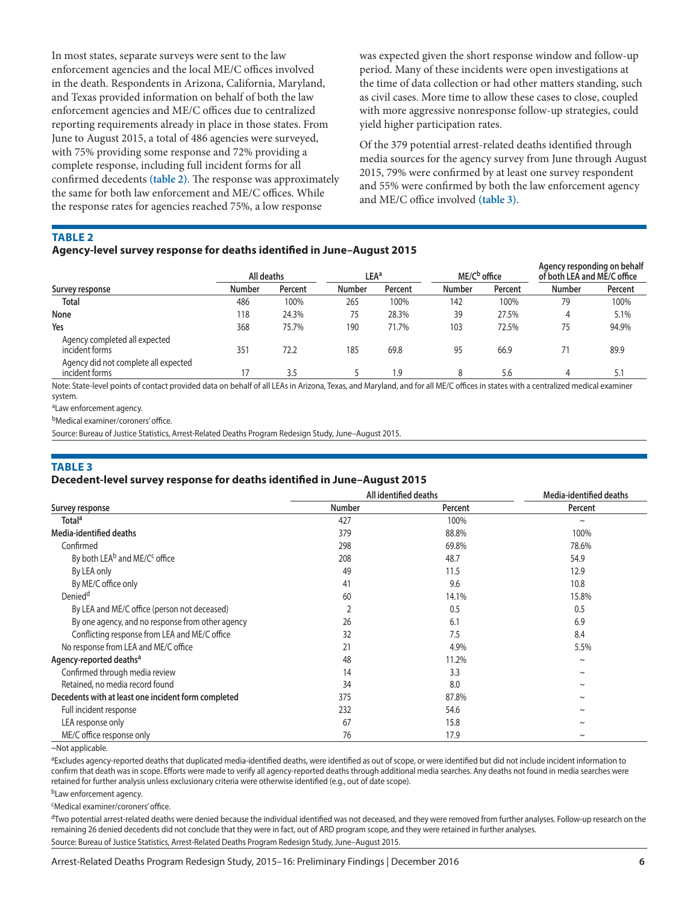In most states, separate surveys were sent to the law enforcement agencies and the local ME/C offices involved in the death. Respondents in Arizona, California, Maryland, and Texas provided information on behalf of both the law enforcement agencies and ME/C offices due to centralized reporting requirements already in place in those states. From June to August 2015, a total of 486 agencies were surveyed, with 75% providing some response and 72% providing a complete response, including full incident forms for all confirmed decedents **(table 2)**. The response was approximately the same for both law enforcement and ME/C offices. While the response rates for agencies reached 75%, a low response was expected given the short response window and follow-up period. Many of these incidents were open investigations at the time of data collection or had other matters standing, such as civil cases. More time to allow these cases to close, coupled with more aggressive nonresponse follow-up strategies, could yield higher participation rates.

Of the 379 potential arrest-related deaths identified through media sources for the agency survey from June through August 2015, 79% were confirmed by at least one survey respondent and 55% were confirmed by both the law enforcement agency and ME/C office involved **(table 3)**.

### TABLE 2
**Agency-level survey response for deaths identified in June–August 2015**

| Survey response | All deaths | | LEA[a] | | ME/C[b] office | | Agency responding on behalf of both LEA and ME/C office | |
|---|---|---|---|---|---|---|---|---|
| | Number | Percent | Number | Percent | Number | Percent | Number | Percent |
| **Total** | 486 | 100% | 265 | 100% | 142 | 100% | 79 | 100% |
| **None** | 118 | 24.3% | 75 | 28.3% | 39 | 27.5% | 4 | 5.1% |
| **Yes** | 368 | 75.7% | 190 | 71.7% | 103 | 72.5% | 75 | 94.9% |
| Agency completed all expected incident forms | 351 | 72.2 | 185 | 69.8 | 95 | 66.9 | 71 | 89.9 |
| Agency did not complete all expected incident forms | 17 | 3.5 | 5 | 1.9 | 8 | 5.6 | 4 | 5.1 |

Note: State-level points of contact provided data on behalf of all LEAs in Arizona, Texas, and Maryland, and for all ME/C offices in states with a centralized medical examiner system.

[a]Law enforcement agency.

[b]Medical examiner/coroners' office.

Source: Bureau of Justice Statistics, Arrest-Related Deaths Program Redesign Study, June–August 2015.

### TABLE 3
**Decedent-level survey response for deaths identified in June–August 2015**

| Survey response | All identified deaths | | Media-identified deaths |
|---|---|---|---|
| | Number | Percent | Percent |
| **Total[a]** | 427 | 100% | ~ |
| **Media-identified deaths** | 379 | 88.8% | 100% |
| Confirmed | 298 | 69.8% | 78.6% |
| By both LEA[b] and ME/C[c] office | 208 | 48.7 | 54.9 |
| By LEA only | 49 | 11.5 | 12.9 |
| By ME/C office only | 41 | 9.6 | 10.8 |
| Denied[d] | 60 | 14.1% | 15.8% |
| By LEA and ME/C office (person not deceased) | 2 | 0.5 | 0.5 |
| By one agency, and no response from other agency | 26 | 6.1 | 6.9 |
| Conflicting response from LEA and ME/C office | 32 | 7.5 | 8.4 |
| No response from LEA and ME/C office | 21 | 4.9% | 5.5% |
| **Agency-reported deaths[a]** | 48 | 11.2% | ~ |
| Confirmed through media review | 14 | 3.3 | ~ |
| Retained, no media record found | 34 | 8.0 | ~ |
| **Decedents with at least one incident form completed** | 375 | 87.8% | ~ |
| Full incident response | 232 | 54.6 | ~ |
| LEA response only | 67 | 15.8 | ~ |
| ME/C office response only | 76 | 17.9 | ~ |

~Not applicable.

[a]Excludes agency-reported deaths that duplicated media-identified deaths, were identified as out of scope, or were identified but did not include incident information to confirm that death was in scope. Efforts were made to verify all agency-reported deaths through additional media searches. Any deaths not found in media searches were retained for further analysis unless exclusionary criteria were otherwise identified (e.g., out of date scope).

[b]Law enforcement agency.

[c]Medical examiner/coroners' office.

[d]Two potential arrest-related deaths were denied because the individual identified was not deceased, and they were removed from further analyses. Follow-up research on the remaining 26 denied decedents did not conclude that they were in fact, out of ARD program scope, and they were retained in further analyses.

Source: Bureau of Justice Statistics, Arrest-Related Deaths Program Redesign Study, June–August 2015.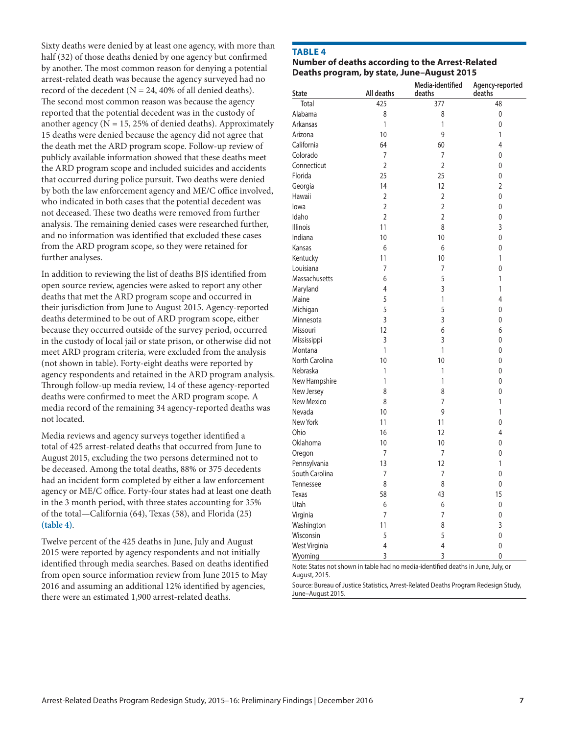Sixty deaths were denied by at least one agency, with more than half (32) of those deaths denied by one agency but confirmed by another. The most common reason for denying a potential arrest-related death was because the agency surveyed had no record of the decedent (N = 24, 40% of all denied deaths). The second most common reason was because the agency reported that the potential decedent was in the custody of another agency (N = 15, 25% of denied deaths). Approximately 15 deaths were denied because the agency did not agree that the death met the ARD program scope. Follow-up review of publicly available information showed that these deaths meet the ARD program scope and included suicides and accidents that occurred during police pursuit. Two deaths were denied by both the law enforcement agency and ME/C office involved, who indicated in both cases that the potential decedent was not deceased. These two deaths were removed from further analysis. The remaining denied cases were researched further, and no information was identified that excluded these cases from the ARD program scope, so they were retained for further analyses.

In addition to reviewing the list of deaths BJS identified from open source review, agencies were asked to report any other deaths that met the ARD program scope and occurred in their jurisdiction from June to August 2015. Agency-reported deaths determined to be out of ARD program scope, either because they occurred outside of the survey period, occurred in the custody of local jail or state prison, or otherwise did not meet ARD program criteria, were excluded from the analysis (not shown in table). Forty-eight deaths were reported by agency respondents and retained in the ARD program analysis. Through follow-up media review, 14 of these agency-reported deaths were confirmed to meet the ARD program scope. A media record of the remaining 34 agency-reported deaths was not located.

Media reviews and agency surveys together identified a total of 425 arrest-related deaths that occurred from June to August 2015, excluding the two persons determined not to be deceased. Among the total deaths, 88% or 375 decedents had an incident form completed by either a law enforcement agency or ME/C office. Forty-four states had at least one death in the 3 month period, with three states accounting for 35% of the total—California (64), Texas (58), and Florida (25) **(table 4)**.

Twelve percent of the 425 deaths in June, July and August 2015 were reported by agency respondents and not initially identified through media searches. Based on deaths identified from open source information review from June 2015 to May 2016 and assuming an additional 12% identified by agencies, there were an estimated 1,900 arrest-related deaths.

**TABLE 4**
**Number of deaths according to the Arrest-Related Deaths program, by state, June–August 2015**

| State | All deaths | Media-identified deaths | Agency-reported deaths |
|---|---|---|---|
| Total | 425 | 377 | 48 |
| Alabama | 8 | 8 | 0 |
| Arkansas | 1 | 1 | 0 |
| Arizona | 10 | 9 | 1 |
| California | 64 | 60 | 4 |
| Colorado | 7 | 7 | 0 |
| Connecticut | 2 | 2 | 0 |
| Florida | 25 | 25 | 0 |
| Georgia | 14 | 12 | 2 |
| Hawaii | 2 | 2 | 0 |
| Iowa | 2 | 2 | 0 |
| Idaho | 2 | 2 | 0 |
| Illinois | 11 | 8 | 3 |
| Indiana | 10 | 10 | 0 |
| Kansas | 6 | 6 | 0 |
| Kentucky | 11 | 10 | 1 |
| Louisiana | 7 | 7 | 0 |
| Massachusetts | 6 | 5 | 1 |
| Maryland | 4 | 3 | 1 |
| Maine | 5 | 1 | 4 |
| Michigan | 5 | 5 | 0 |
| Minnesota | 3 | 3 | 0 |
| Missouri | 12 | 6 | 6 |
| Mississippi | 3 | 3 | 0 |
| Montana | 1 | 1 | 0 |
| North Carolina | 10 | 10 | 0 |
| Nebraska | 1 | 1 | 0 |
| New Hampshire | 1 | 1 | 0 |
| New Jersey | 8 | 8 | 0 |
| New Mexico | 8 | 7 | 1 |
| Nevada | 10 | 9 | 1 |
| New York | 11 | 11 | 0 |
| Ohio | 16 | 12 | 4 |
| Oklahoma | 10 | 10 | 0 |
| Oregon | 7 | 7 | 0 |
| Pennsylvania | 13 | 12 | 1 |
| South Carolina | 7 | 7 | 0 |
| Tennessee | 8 | 8 | 0 |
| Texas | 58 | 43 | 15 |
| Utah | 6 | 6 | 0 |
| Virginia | 7 | 7 | 0 |
| Washington | 11 | 8 | 3 |
| Wisconsin | 5 | 5 | 0 |
| West Virginia | 4 | 4 | 0 |
| Wyoming | 3 | 3 | 0 |

Note: States not shown in table had no media-identified deaths in June, July, or August, 2015.

Source: Bureau of Justice Statistics, Arrest-Related Deaths Program Redesign Study, June–August 2015.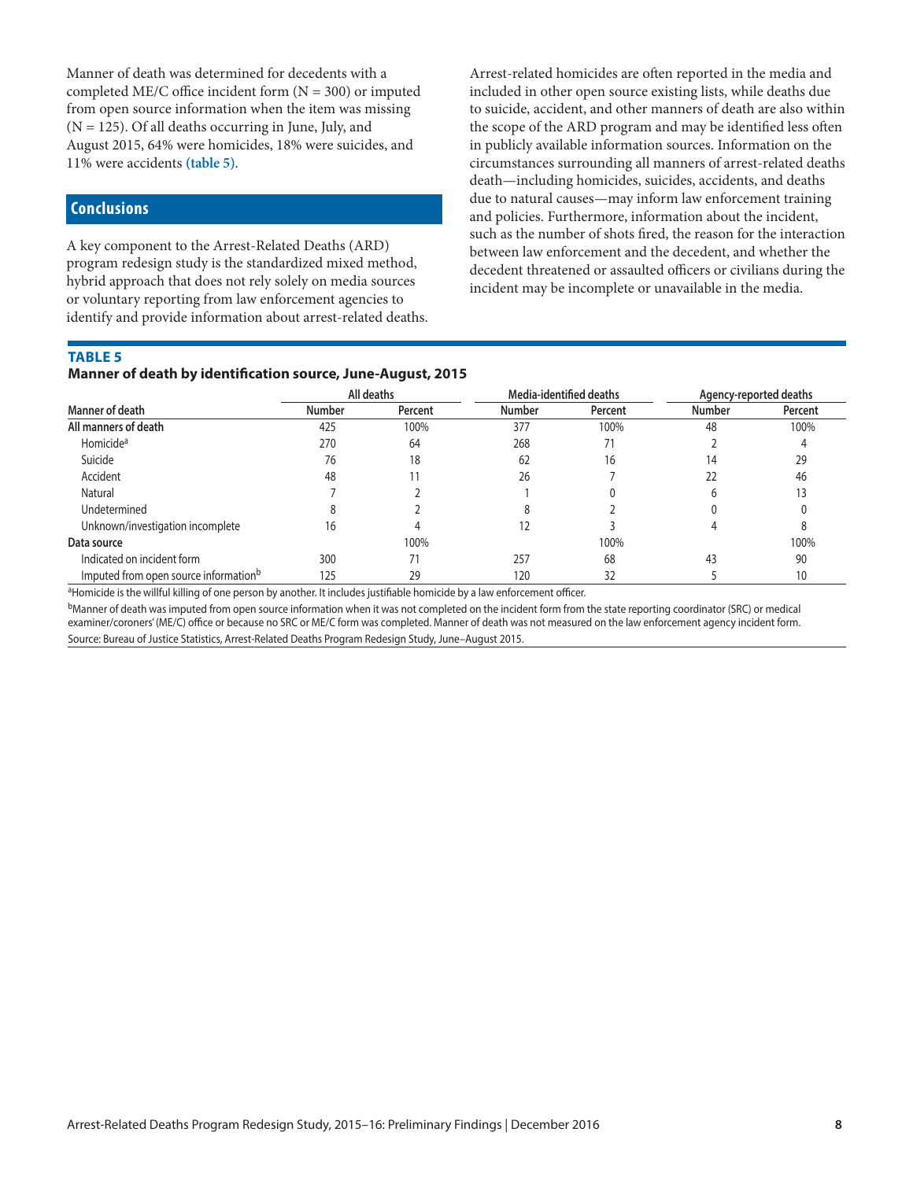Manner of death was determined for decedents with a completed ME/C office incident form (N = 300) or imputed from open source information when the item was missing (N = 125). Of all deaths occurring in June, July, and August 2015, 64% were homicides, 18% were suicides, and 11% were accidents **(table 5)**.

## Conclusions

A key component to the Arrest-Related Deaths (ARD) program redesign study is the standardized mixed method, hybrid approach that does not rely solely on media sources or voluntary reporting from law enforcement agencies to identify and provide information about arrest-related deaths. Arrest-related homicides are often reported in the media and included in other open source existing lists, while deaths due to suicide, accident, and other manners of death are also within the scope of the ARD program and may be identified less often in publicly available information sources. Information on the circumstances surrounding all manners of arrest-related deaths death—including homicides, suicides, accidents, and deaths due to natural causes—may inform law enforcement training and policies. Furthermore, information about the incident, such as the number of shots fired, the reason for the interaction between law enforcement and the decedent, and whether the decedent threatened or assaulted officers or civilians during the incident may be incomplete or unavailable in the media.

**TABLE 5**
**Manner of death by identification source, June-August, 2015**

| | All deaths | | Media-identified deaths | | Agency-reported deaths | |
|---|---|---|---|---|---|---|
| Manner of death | Number | Percent | Number | Percent | Number | Percent |
| **All manners of death** | 425 | 100% | 377 | 100% | 48 | 100% |
| Homicide[a] | 270 | 64 | 268 | 71 | 2 | 4 |
| Suicide | 76 | 18 | 62 | 16 | 14 | 29 |
| Accident | 48 | 11 | 26 | 7 | 22 | 46 |
| Natural | 7 | 2 | 1 | 0 | 6 | 13 |
| Undetermined | 8 | 2 | 8 | 2 | 0 | 0 |
| Unknown/investigation incomplete | 16 | 4 | 12 | 3 | 4 | 8 |
| **Data source** | | 100% | | 100% | | 100% |
| Indicated on incident form | 300 | 71 | 257 | 68 | 43 | 90 |
| Imputed from open source information[b] | 125 | 29 | 120 | 32 | 5 | 10 |

[a]Homicide is the willful killing of one person by another. It includes justifiable homicide by a law enforcement officer.

[b]Manner of death was imputed from open source information when it was not completed on the incident form from the state reporting coordinator (SRC) or medical examiner/coroners' (ME/C) office or because no SRC or ME/C form was completed. Manner of death was not measured on the law enforcement agency incident form.

Source: Bureau of Justice Statistics, Arrest-Related Deaths Program Redesign Study, June–August 2015.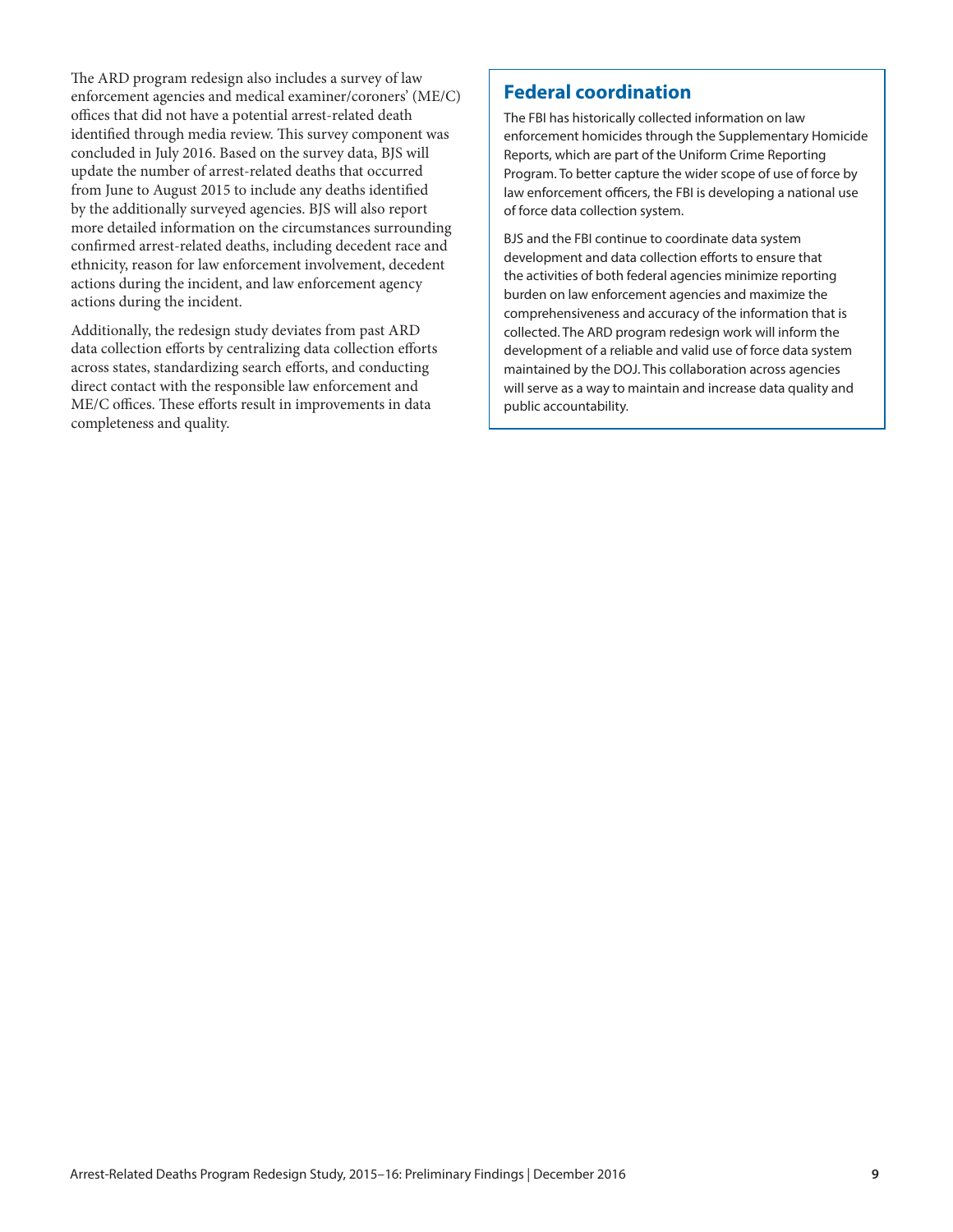The ARD program redesign also includes a survey of law enforcement agencies and medical examiner/coroners' (ME/C) offices that did not have a potential arrest-related death identified through media review. This survey component was concluded in July 2016. Based on the survey data, BJS will update the number of arrest-related deaths that occurred from June to August 2015 to include any deaths identified by the additionally surveyed agencies. BJS will also report more detailed information on the circumstances surrounding confirmed arrest-related deaths, including decedent race and ethnicity, reason for law enforcement involvement, decedent actions during the incident, and law enforcement agency actions during the incident.

Additionally, the redesign study deviates from past ARD data collection efforts by centralizing data collection efforts across states, standardizing search efforts, and conducting direct contact with the responsible law enforcement and ME/C offices. These efforts result in improvements in data completeness and quality.

## Federal coordination

The FBI has historically collected information on law enforcement homicides through the Supplementary Homicide Reports, which are part of the Uniform Crime Reporting Program. To better capture the wider scope of use of force by law enforcement officers, the FBI is developing a national use of force data collection system.

BJS and the FBI continue to coordinate data system development and data collection efforts to ensure that the activities of both federal agencies minimize reporting burden on law enforcement agencies and maximize the comprehensiveness and accuracy of the information that is collected. The ARD program redesign work will inform the development of a reliable and valid use of force data system maintained by the DOJ. This collaboration across agencies will serve as a way to maintain and increase data quality and public accountability.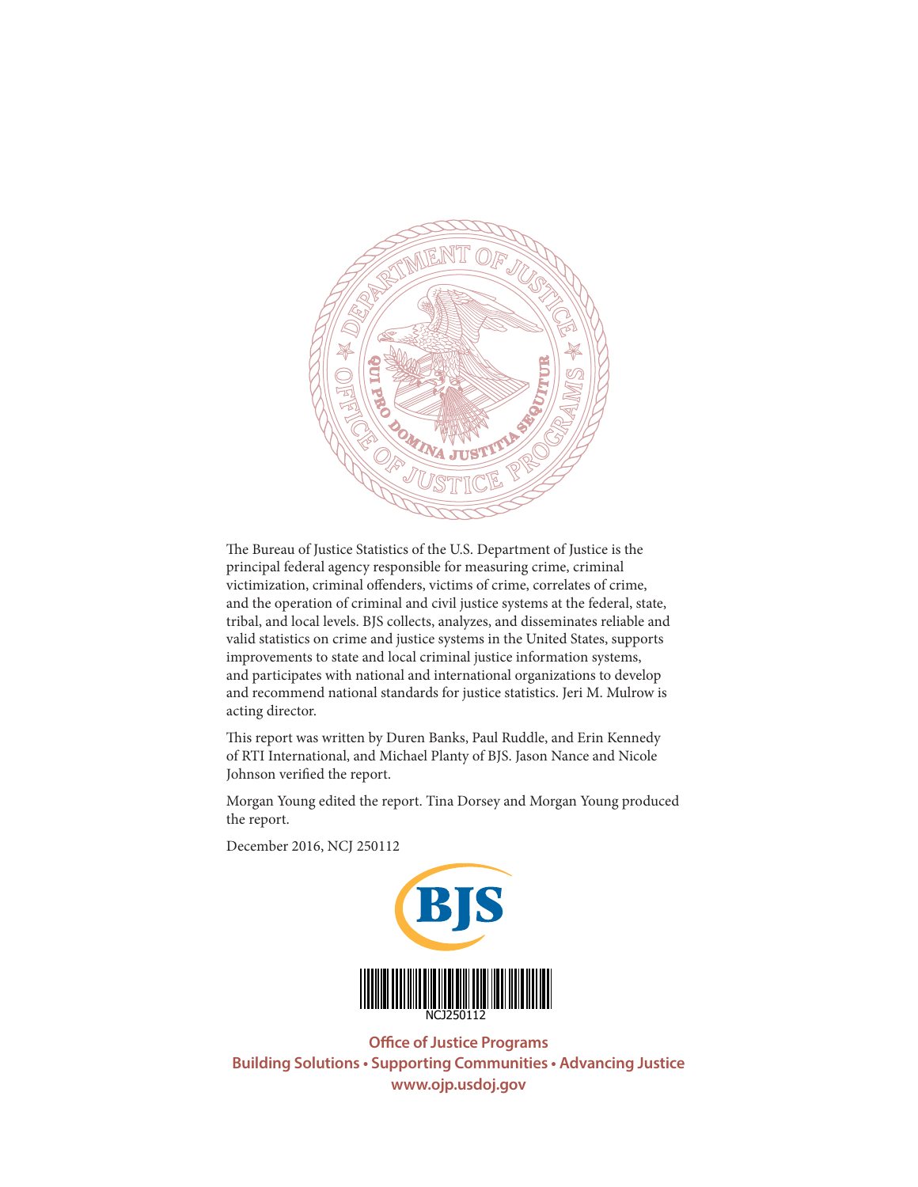The Bureau of Justice Statistics of the U.S. Department of Justice is the principal federal agency responsible for measuring crime, criminal victimization, criminal offenders, victims of crime, correlates of crime, and the operation of criminal and civil justice systems at the federal, state, tribal, and local levels. BJS collects, analyzes, and disseminates reliable and valid statistics on crime and justice systems in the United States, supports improvements to state and local criminal justice information systems, and participates with national and international organizations to develop and recommend national standards for justice statistics. Jeri M. Mulrow is acting director.

This report was written by Duren Banks, Paul Ruddle, and Erin Kennedy of RTI International, and Michael Planty of BJS. Jason Nance and Nicole Johnson verified the report.

Morgan Young edited the report. Tina Dorsey and Morgan Young produced the report.

December 2016, NCJ 250112

NCJ250112

**Office of Justice Programs**
**Building Solutions • Supporting Communities • Advancing Justice**
**www.ojp.usdoj.gov**